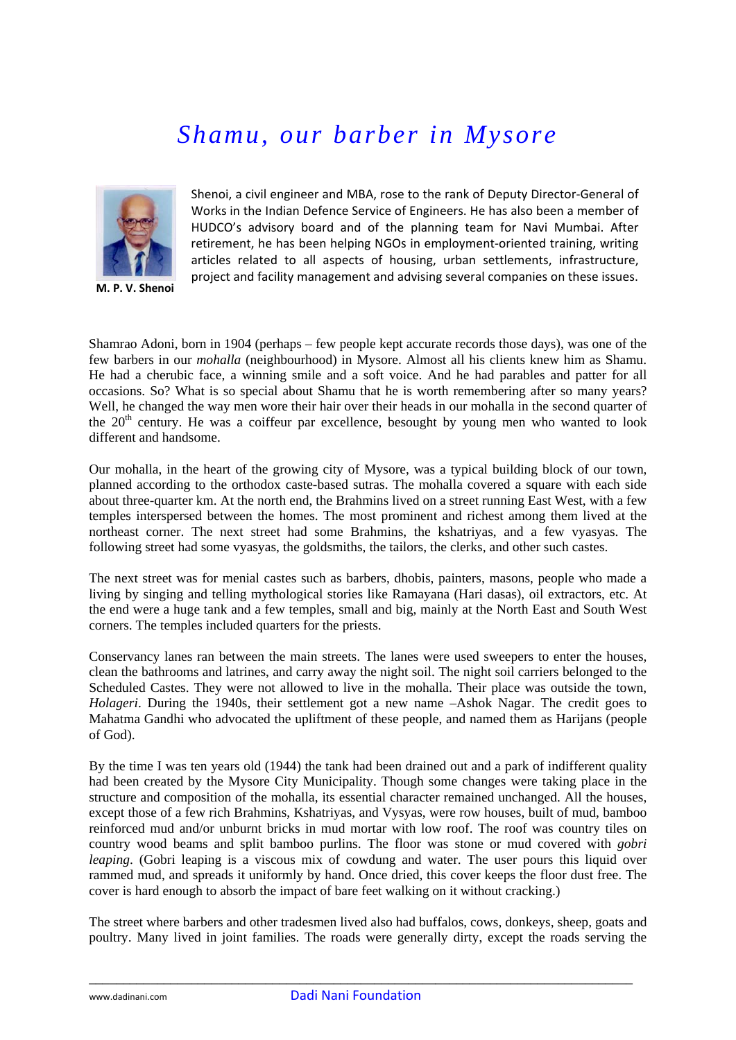# *Shamu, our barber in Mysore*

**M. P. V. Shenoi**

Shenoi, a civil engineer and MBA, rose to the rank of Deputy Director-General of Works in the Indian Defence Service of Engineers. He has also been a member of HUDCO's advisory board and of the planning team for Navi Mumbai. After retirement, he has been helping NGOs in employment-oriented training, writing articles related to all aspects of housing, urban settlements, infrastructure, project and facility management and advising several companies on these issues.

Shamrao Adoni, born in 1904 (perhaps – few people kept accurate records those days), was one of the few barbers in our *mohalla* (neighbourhood) in Mysore. Almost all his clients knew him as Shamu. He had a cherubic face, a winning smile and a soft voice. And he had parables and patter for all occasions. So? What is so special about Shamu that he is worth remembering after so many years? Well, he changed the way men wore their hair over their heads in our mohalla in the second quarter of the 20th century. He was a coiffeur par excellence, besought by young men who wanted to look different and handsome.

Our mohalla, in the heart of the growing city of Mysore, was a typical building block of our town, planned according to the orthodox caste-based sutras. The mohalla covered a square with each side about three-quarter km. At the north end, the Brahmins lived on a street running East West, with a few temples interspersed between the homes. The most prominent and richest among them lived at the northeast corner. The next street had some Brahmins, the kshatriyas, and a few vyasyas. The following street had some vyasyas, the goldsmiths, the tailors, the clerks, and other such castes.

The next street was for menial castes such as barbers, dhobis, painters, masons, people who made a living by singing and telling mythological stories like Ramayana (Hari dasas), oil extractors, etc. At the end were a huge tank and a few temples, small and big, mainly at the North East and South West corners. The temples included quarters for the priests.

Conservancy lanes ran between the main streets. The lanes were used sweepers to enter the houses, clean the bathrooms and latrines, and carry away the night soil. The night soil carriers belonged to the Scheduled Castes. They were not allowed to live in the mohalla. Their place was outside the town, *Holageri*. During the 1940s, their settlement got a new name –Ashok Nagar. The credit goes to Mahatma Gandhi who advocated the upliftment of these people, and named them as Harijans (people of God).

By the time I was ten years old (1944) the tank had been drained out and a park of indifferent quality had been created by the Mysore City Municipality. Though some changes were taking place in the structure and composition of the mohalla, its essential character remained unchanged. All the houses, except those of a few rich Brahmins, Kshatriyas, and Vysyas, were row houses, built of mud, bamboo reinforced mud and/or unburnt bricks in mud mortar with low roof. The roof was country tiles on country wood beams and split bamboo purlins. The floor was stone or mud covered with *gobri leaping*. (Gobri leaping is a viscous mix of cowdung and water. The user pours this liquid over rammed mud, and spreads it uniformly by hand. Once dried, this cover keeps the floor dust free. The cover is hard enough to absorb the impact of bare feet walking on it without cracking.)

The street where barbers and other tradesmen lived also had buffalos, cows, donkeys, sheep, goats and poultry. Many lived in joint families. The roads were generally dirty, except the roads serving the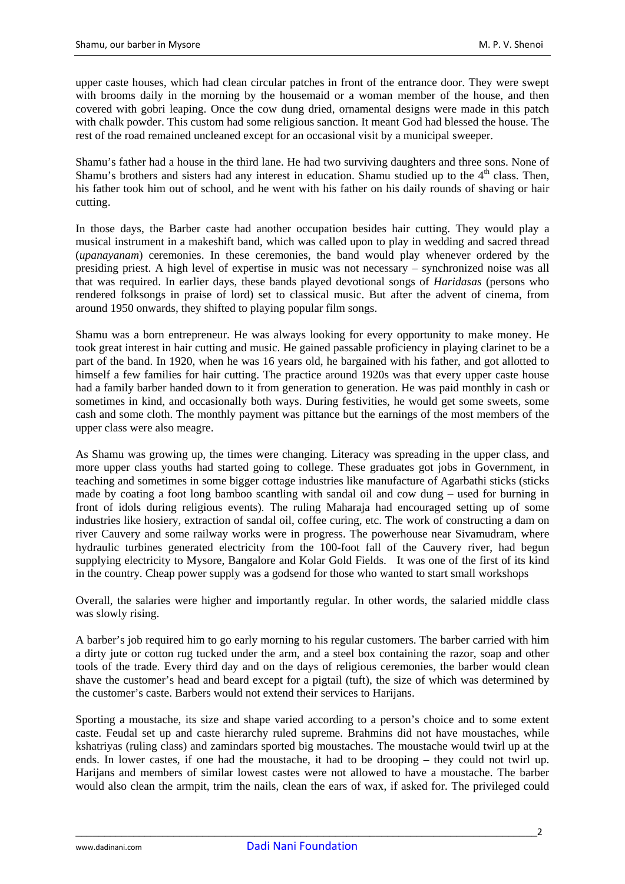upper caste houses, which had clean circular patches in front of the entrance door. They were swept with brooms daily in the morning by the housemaid or a woman member of the house, and then covered with gobri leaping. Once the cow dung dried, ornamental designs were made in this patch with chalk powder. This custom had some religious sanction. It meant God had blessed the house. The rest of the road remained uncleaned except for an occasional visit by a municipal sweeper.

Shamu's father had a house in the third lane. He had two surviving daughters and three sons. None of Shamu's brothers and sisters had any interest in education. Shamu studied up to the 4th class. Then, his father took him out of school, and he went with his father on his daily rounds of shaving or hair cutting.

In those days, the Barber caste had another occupation besides hair cutting. They would play a musical instrument in a makeshift band, which was called upon to play in wedding and sacred thread (*upanayanam*) ceremonies. In these ceremonies, the band would play whenever ordered by the presiding priest. A high level of expertise in music was not necessary – synchronized noise was all that was required. In earlier days, these bands played devotional songs of *Haridasas* (persons who rendered folksongs in praise of lord) set to classical music. But after the advent of cinema, from around 1950 onwards, they shifted to playing popular film songs.

Shamu was a born entrepreneur. He was always looking for every opportunity to make money. He took great interest in hair cutting and music. He gained passable proficiency in playing clarinet to be a part of the band. In 1920, when he was 16 years old, he bargained with his father, and got allotted to himself a few families for hair cutting. The practice around 1920s was that every upper caste house had a family barber handed down to it from generation to generation. He was paid monthly in cash or sometimes in kind, and occasionally both ways. During festivities, he would get some sweets, some cash and some cloth. The monthly payment was pittance but the earnings of the most members of the upper class were also meagre.

As Shamu was growing up, the times were changing. Literacy was spreading in the upper class, and more upper class youths had started going to college. These graduates got jobs in Government, in teaching and sometimes in some bigger cottage industries like manufacture of Agarbathi sticks (sticks made by coating a foot long bamboo scantling with sandal oil and cow dung – used for burning in front of idols during religious events). The ruling Maharaja had encouraged setting up of some industries like hosiery, extraction of sandal oil, coffee curing, etc. The work of constructing a dam on river Cauvery and some railway works were in progress. The powerhouse near Sivamudram, where hydraulic turbines generated electricity from the 100-foot fall of the Cauvery river, had begun supplying electricity to Mysore, Bangalore and Kolar Gold Fields. It was one of the first of its kind in the country. Cheap power supply was a godsend for those who wanted to start small workshops

Overall, the salaries were higher and importantly regular. In other words, the salaried middle class was slowly rising.

A barber's job required him to go early morning to his regular customers. The barber carried with him a dirty jute or cotton rug tucked under the arm, and a steel box containing the razor, soap and other tools of the trade. Every third day and on the days of religious ceremonies, the barber would clean shave the customer's head and beard except for a pigtail (tuft), the size of which was determined by the customer's caste. Barbers would not extend their services to Harijans.

Sporting a moustache, its size and shape varied according to a person's choice and to some extent caste. Feudal set up and caste hierarchy ruled supreme. Brahmins did not have moustaches, while kshatriyas (ruling class) and zamindars sported big moustaches. The moustache would twirl up at the ends. In lower castes, if one had the moustache, it had to be drooping – they could not twirl up. Harijans and members of similar lowest castes were not allowed to have a moustache. The barber would also clean the armpit, trim the nails, clean the ears of wax, if asked for. The privileged could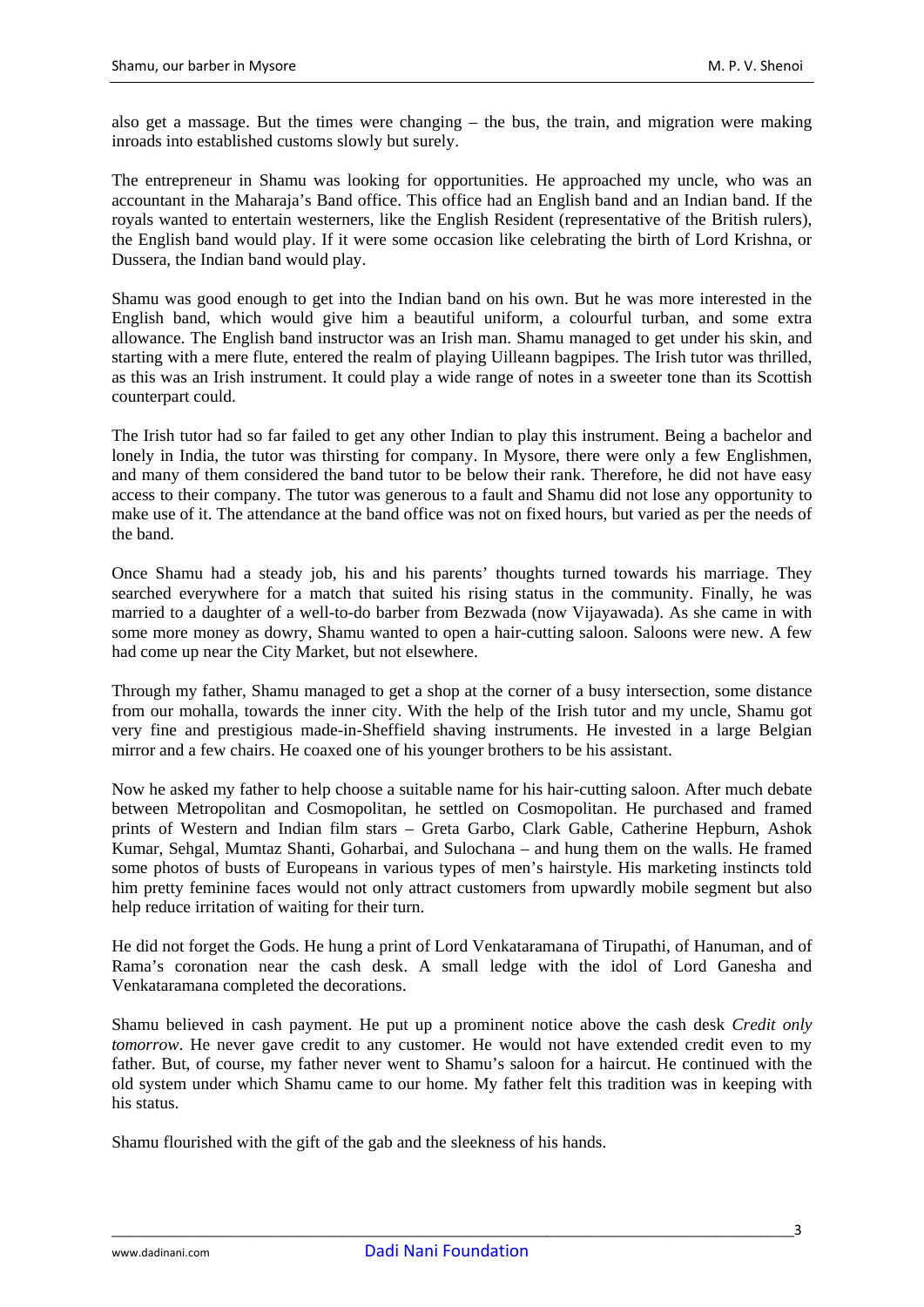also get a massage. But the times were changing – the bus, the train, and migration were making inroads into established customs slowly but surely.

The entrepreneur in Shamu was looking for opportunities. He approached my uncle, who was an accountant in the Maharaja's Band office. This office had an English band and an Indian band. If the royals wanted to entertain westerners, like the English Resident (representative of the British rulers), the English band would play. If it were some occasion like celebrating the birth of Lord Krishna, or Dussera, the Indian band would play.

Shamu was good enough to get into the Indian band on his own. But he was more interested in the English band, which would give him a beautiful uniform, a colourful turban, and some extra allowance. The English band instructor was an Irish man. Shamu managed to get under his skin, and starting with a mere flute, entered the realm of playing Uilleann bagpipes. The Irish tutor was thrilled, as this was an Irish instrument. It could play a wide range of notes in a sweeter tone than its Scottish counterpart could.

The Irish tutor had so far failed to get any other Indian to play this instrument. Being a bachelor and lonely in India, the tutor was thirsting for company. In Mysore, there were only a few Englishmen, and many of them considered the band tutor to be below their rank. Therefore, he did not have easy access to their company. The tutor was generous to a fault and Shamu did not lose any opportunity to make use of it. The attendance at the band office was not on fixed hours, but varied as per the needs of the band.

Once Shamu had a steady job, his and his parents' thoughts turned towards his marriage. They searched everywhere for a match that suited his rising status in the community. Finally, he was married to a daughter of a well-to-do barber from Bezwada (now Vijayawada). As she came in with some more money as dowry, Shamu wanted to open a hair-cutting saloon. Saloons were new. A few had come up near the City Market, but not elsewhere.

Through my father, Shamu managed to get a shop at the corner of a busy intersection, some distance from our mohalla, towards the inner city. With the help of the Irish tutor and my uncle, Shamu got very fine and prestigious made-in-Sheffield shaving instruments. He invested in a large Belgian mirror and a few chairs. He coaxed one of his younger brothers to be his assistant.

Now he asked my father to help choose a suitable name for his hair-cutting saloon. After much debate between Metropolitan and Cosmopolitan, he settled on Cosmopolitan. He purchased and framed prints of Western and Indian film stars – Greta Garbo, Clark Gable, Catherine Hepburn, Ashok Kumar, Sehgal, Mumtaz Shanti, Goharbai, and Sulochana – and hung them on the walls. He framed some photos of busts of Europeans in various types of men's hairstyle. His marketing instincts told him pretty feminine faces would not only attract customers from upwardly mobile segment but also help reduce irritation of waiting for their turn.

He did not forget the Gods. He hung a print of Lord Venkataramana of Tirupathi, of Hanuman, and of Rama's coronation near the cash desk. A small ledge with the idol of Lord Ganesha and Venkataramana completed the decorations.

Shamu believed in cash payment. He put up a prominent notice above the cash desk *Credit only tomorrow*. He never gave credit to any customer. He would not have extended credit even to my father. But, of course, my father never went to Shamu's saloon for a haircut. He continued with the old system under which Shamu came to our home. My father felt this tradition was in keeping with his status.

Shamu flourished with the gift of the gab and the sleekness of his hands.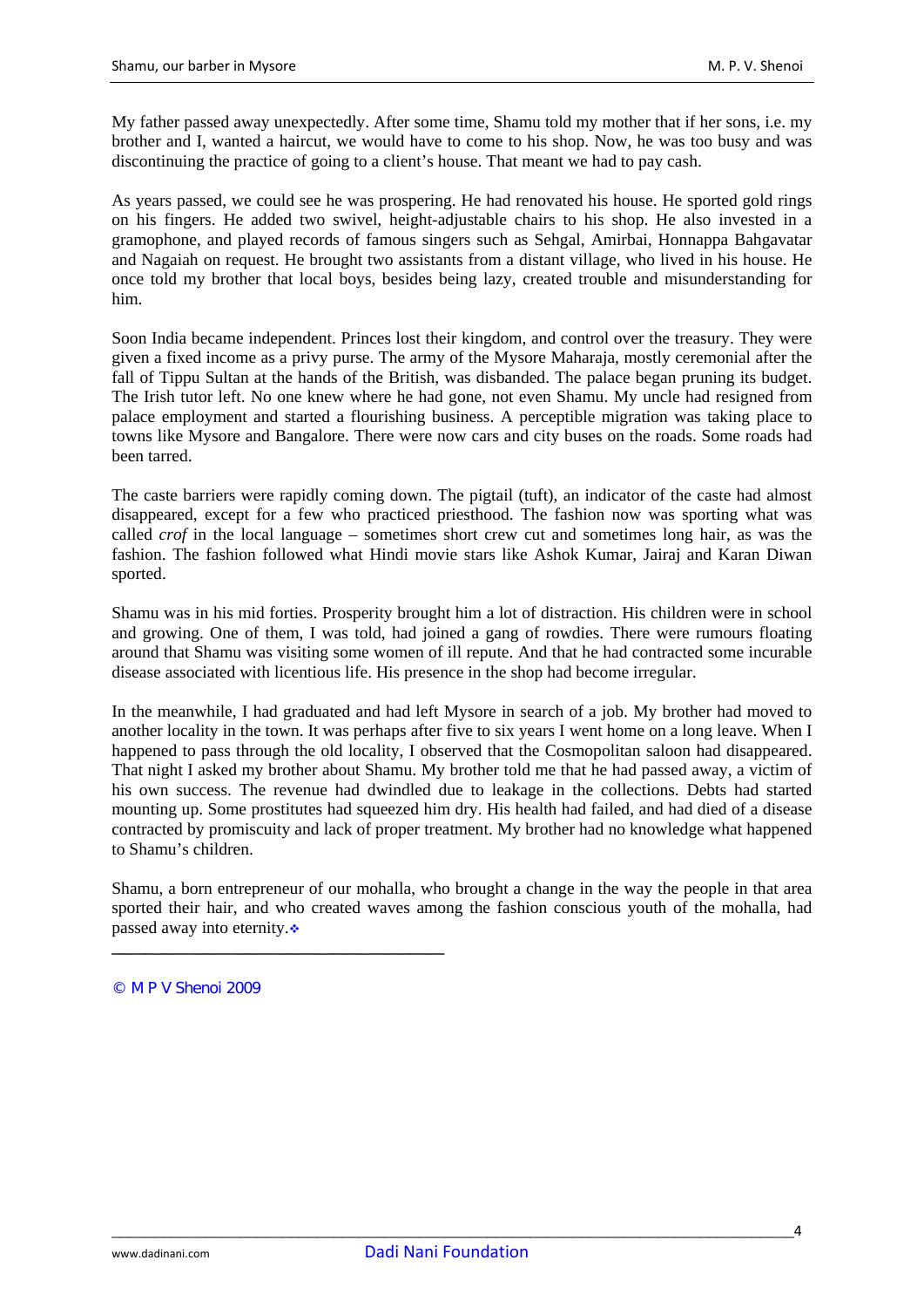My father passed away unexpectedly. After some time, Shamu told my mother that if her sons, i.e. my brother and I, wanted a haircut, we would have to come to his shop. Now, he was too busy and was discontinuing the practice of going to a client's house. That meant we had to pay cash.

As years passed, we could see he was prospering. He had renovated his house. He sported gold rings on his fingers. He added two swivel, height-adjustable chairs to his shop. He also invested in a gramophone, and played records of famous singers such as Sehgal, Amirbai, Honnappa Bahgavatar and Nagaiah on request. He brought two assistants from a distant village, who lived in his house. He once told my brother that local boys, besides being lazy, created trouble and misunderstanding for him.

Soon India became independent. Princes lost their kingdom, and control over the treasury. They were given a fixed income as a privy purse. The army of the Mysore Maharaja, mostly ceremonial after the fall of Tippu Sultan at the hands of the British, was disbanded. The palace began pruning its budget. The Irish tutor left. No one knew where he had gone, not even Shamu. My uncle had resigned from palace employment and started a flourishing business. A perceptible migration was taking place to towns like Mysore and Bangalore. There were now cars and city buses on the roads. Some roads had been tarred.

The caste barriers were rapidly coming down. The pigtail (tuft), an indicator of the caste had almost disappeared, except for a few who practiced priesthood. The fashion now was sporting what was called *crof* in the local language – sometimes short crew cut and sometimes long hair, as was the fashion. The fashion followed what Hindi movie stars like Ashok Kumar, Jairaj and Karan Diwan sported.

Shamu was in his mid forties. Prosperity brought him a lot of distraction. His children were in school and growing. One of them, I was told, had joined a gang of rowdies. There were rumours floating around that Shamu was visiting some women of ill repute. And that he had contracted some incurable disease associated with licentious life. His presence in the shop had become irregular.

In the meanwhile, I had graduated and had left Mysore in search of a job. My brother had moved to another locality in the town. It was perhaps after five to six years I went home on a long leave. When I happened to pass through the old locality, I observed that the Cosmopolitan saloon had disappeared. That night I asked my brother about Shamu. My brother told me that he had passed away, a victim of his own success. The revenue had dwindled due to leakage in the collections. Debts had started mounting up. Some prostitutes had squeezed him dry. His health had failed, and had died of a disease contracted by promiscuity and lack of proper treatment. My brother had no knowledge what happened to Shamu's children.

Shamu, a born entrepreneur of our mohalla, who brought a change in the way the people in that area sported their hair, and who created waves among the fashion conscious youth of the mohalla, had passed away into eternity.❖

---

© M P V Shenoi 2009